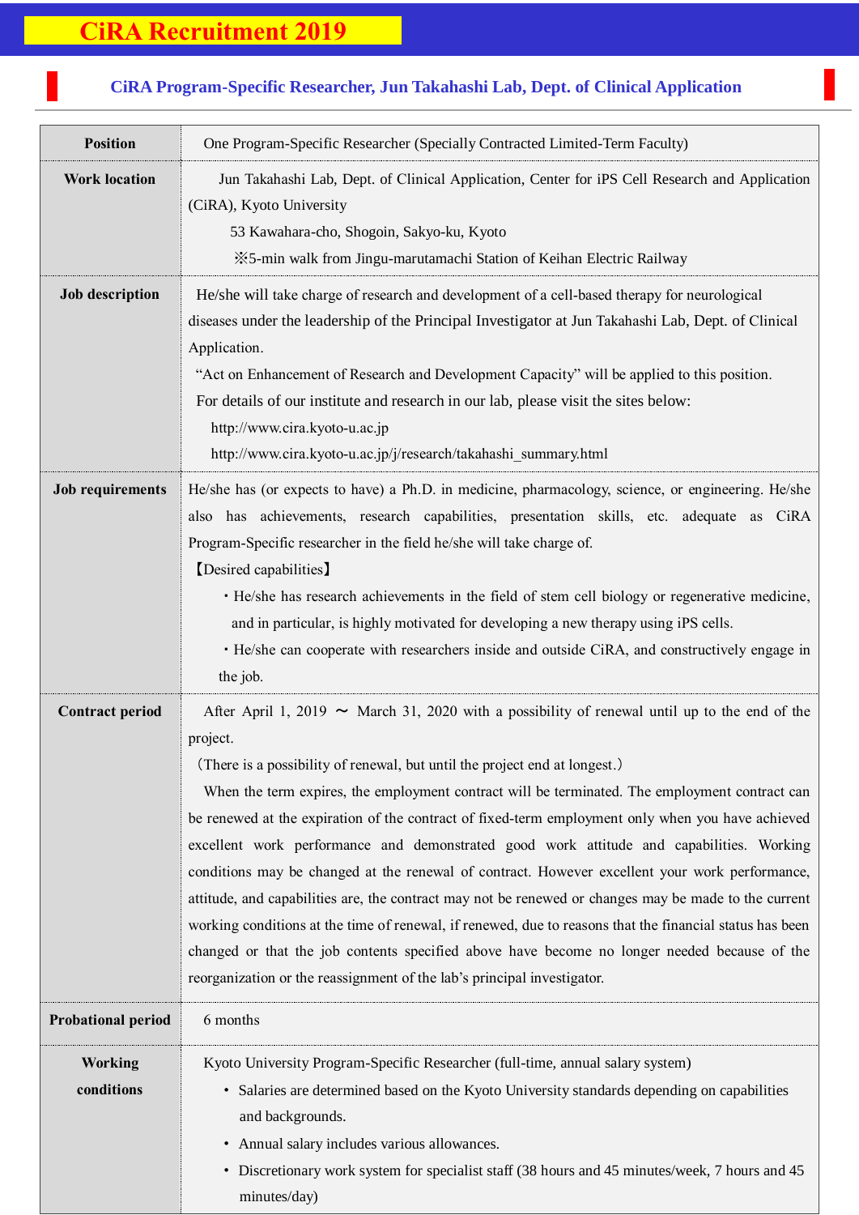# CiRA Recruitment 2019

## CiRA Program-Specific Researcher, Jun Takahashi Lab, Dept. of Clinical Application

| | |
|---|---|
| **Position** | One Program-Specific Researcher (Specially Contracted Limited-Term Faculty) |
| **Work location** | Jun Takahashi Lab, Dept. of Clinical Application, Center for iPS Cell Research and Application (CiRA), Kyoto University<br>53 Kawahara-cho, Shogoin, Sakyo-ku, Kyoto<br>※5-min walk from Jingu-marutamachi Station of Keihan Electric Railway |
| **Job description** | He/she will take charge of research and development of a cell-based therapy for neurological diseases under the leadership of the Principal Investigator at Jun Takahashi Lab, Dept. of Clinical Application.<br>"Act on Enhancement of Research and Development Capacity" will be applied to this position.<br>For details of our institute and research in our lab, please visit the sites below:<br>http://www.cira.kyoto-u.ac.jp<br>http://www.cira.kyoto-u.ac.jp/j/research/takahashi_summary.html |
| **Job requirements** | He/she has (or expects to have) a Ph.D. in medicine, pharmacology, science, or engineering. He/she also has achievements, research capabilities, presentation skills, etc. adequate as CiRA Program-Specific researcher in the field he/she will take charge of.<br>【Desired capabilities】<br>・He/she has research achievements in the field of stem cell biology or regenerative medicine, and in particular, is highly motivated for developing a new therapy using iPS cells.<br>・He/she can cooperate with researchers inside and outside CiRA, and constructively engage in the job. |
| **Contract period** | After April 1, 2019 ～ March 31, 2020 with a possibility of renewal until up to the end of the project.<br>（There is a possibility of renewal, but until the project end at longest.）<br>When the term expires, the employment contract will be terminated. The employment contract can be renewed at the expiration of the contract of fixed-term employment only when you have achieved excellent work performance and demonstrated good work attitude and capabilities. Working conditions may be changed at the renewal of contract. However excellent your work performance, attitude, and capabilities are, the contract may not be renewed or changes may be made to the current working conditions at the time of renewal, if renewed, due to reasons that the financial status has been changed or that the job contents specified above have become no longer needed because of the reorganization or the reassignment of the lab's principal investigator. |
| **Probational period** | 6 months |
| **Working conditions** | Kyoto University Program-Specific Researcher (full-time, annual salary system)<br>• Salaries are determined based on the Kyoto University standards depending on capabilities and backgrounds.<br>• Annual salary includes various allowances.<br>• Discretionary work system for specialist staff (38 hours and 45 minutes/week, 7 hours and 45 minutes/day) |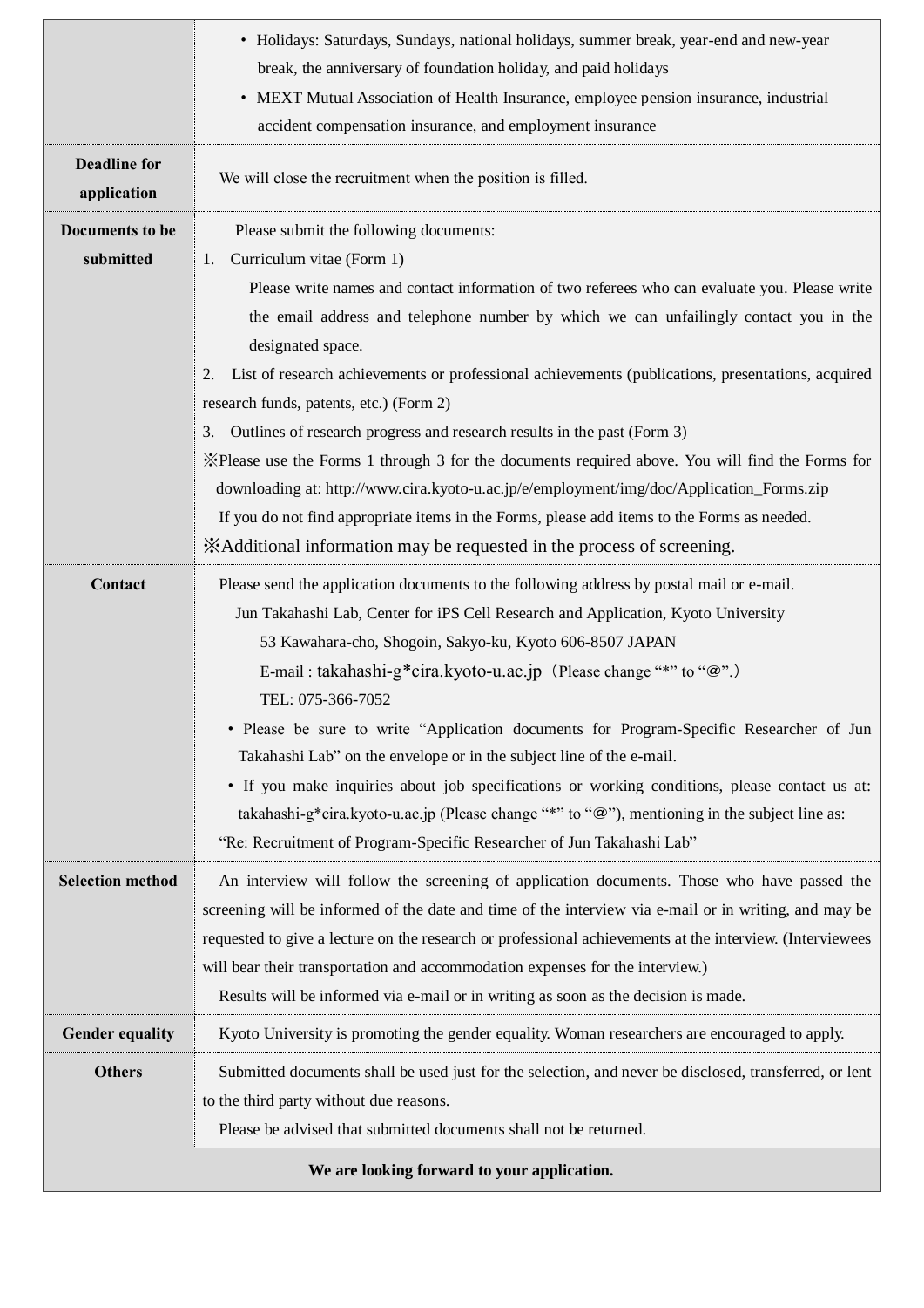| | |
|---|---|
| | • Holidays: Saturdays, Sundays, national holidays, summer break, year-end and new-year break, the anniversary of foundation holiday, and paid holidays<br>• MEXT Mutual Association of Health Insurance, employee pension insurance, industrial accident compensation insurance, and employment insurance |
| **Deadline for application** | We will close the recruitment when the position is filled. |
| **Documents to be submitted** | Please submit the following documents:<br>1. Curriculum vitae (Form 1)<br>Please write names and contact information of two referees who can evaluate you. Please write the email address and telephone number by which we can unfailingly contact you in the designated space.<br>2. List of research achievements or professional achievements (publications, presentations, acquired research funds, patents, etc.) (Form 2)<br>3. Outlines of research progress and research results in the past (Form 3)<br>※Please use the Forms 1 through 3 for the documents required above. You will find the Forms for downloading at: http://www.cira.kyoto-u.ac.jp/e/employment/img/doc/Application_Forms.zip<br>If you do not find appropriate items in the Forms, please add items to the Forms as needed.<br>※Additional information may be requested in the process of screening. |
| **Contact** | Please send the application documents to the following address by postal mail or e-mail.<br>Jun Takahashi Lab, Center for iPS Cell Research and Application, Kyoto University<br>53 Kawahara-cho, Shogoin, Sakyo-ku, Kyoto 606-8507 JAPAN<br>E-mail : takahashi-g*cira.kyoto-u.ac.jp（Please change “*” to “@”.）<br>TEL: 075-366-7052<br>• Please be sure to write “Application documents for Program-Specific Researcher of Jun Takahashi Lab” on the envelope or in the subject line of the e-mail.<br>• If you make inquiries about job specifications or working conditions, please contact us at: takahashi-g*cira.kyoto-u.ac.jp (Please change “*” to “@”), mentioning in the subject line as: “Re: Recruitment of Program-Specific Researcher of Jun Takahashi Lab” |
| **Selection method** | An interview will follow the screening of application documents. Those who have passed the screening will be informed of the date and time of the interview via e-mail or in writing, and may be requested to give a lecture on the research or professional achievements at the interview. (Interviewees will bear their transportation and accommodation expenses for the interview.)<br>Results will be informed via e-mail or in writing as soon as the decision is made. |
| **Gender equality** | Kyoto University is promoting the gender equality. Woman researchers are encouraged to apply. |
| **Others** | Submitted documents shall be used just for the selection, and never be disclosed, transferred, or lent to the third party without due reasons.<br>Please be advised that submitted documents shall not be returned. |

**We are looking forward to your application.**